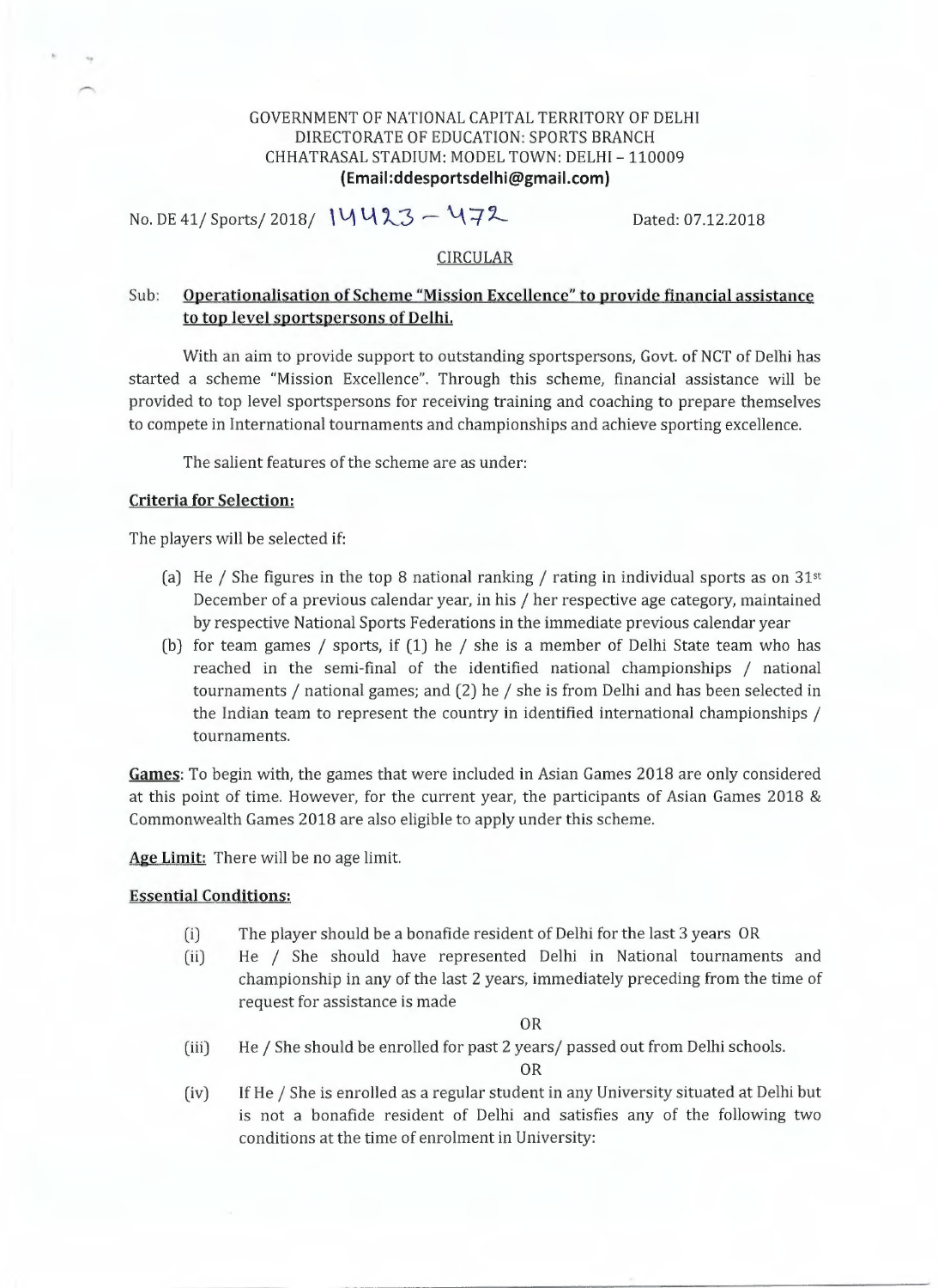GOVERNMENT OF NATIONAL CAPITAL TERRITORY OF DELHI
DIRECTORATE OF EDUCATION: SPORTS BRANCH
CHHATRASAL STADIUM: MODEL TOWN: DELHI – 110009
**(Email:ddesportsdelhi@gmail.com)**

No. DE 41/ Sports/ 2018/ 14423 – 472 Dated: 07.12.2018

CIRCULAR

Sub: **Operationalisation of Scheme "Mission Excellence" to provide financial assistance to top level sportspersons of Delhi.**

With an aim to provide support to outstanding sportspersons, Govt. of NCT of Delhi has started a scheme "Mission Excellence". Through this scheme, financial assistance will be provided to top level sportspersons for receiving training and coaching to prepare themselves to compete in International tournaments and championships and achieve sporting excellence.

The salient features of the scheme are as under:

**Criteria for Selection:**

The players will be selected if:

(a) He / She figures in the top 8 national ranking / rating in individual sports as on 31st December of a previous calendar year, in his / her respective age category, maintained by respective National Sports Federations in the immediate previous calendar year

(b) for team games / sports, if (1) he / she is a member of Delhi State team who has reached in the semi-final of the identified national championships / national tournaments / national games; and (2) he / she is from Delhi and has been selected in the Indian team to represent the country in identified international championships / tournaments.

**Games**: To begin with, the games that were included in Asian Games 2018 are only considered at this point of time. However, for the current year, the participants of Asian Games 2018 & Commonwealth Games 2018 are also eligible to apply under this scheme.

**Age Limit:** There will be no age limit.

**Essential Conditions:**

(i) The player should be a bonafide resident of Delhi for the last 3 years OR

(ii) He / She should have represented Delhi in National tournaments and championship in any of the last 2 years, immediately preceding from the time of request for assistance is made

OR

(iii) He / She should be enrolled for past 2 years/ passed out from Delhi schools.

OR

(iv) If He / She is enrolled as a regular student in any University situated at Delhi but is not a bonafide resident of Delhi and satisfies any of the following two conditions at the time of enrolment in University: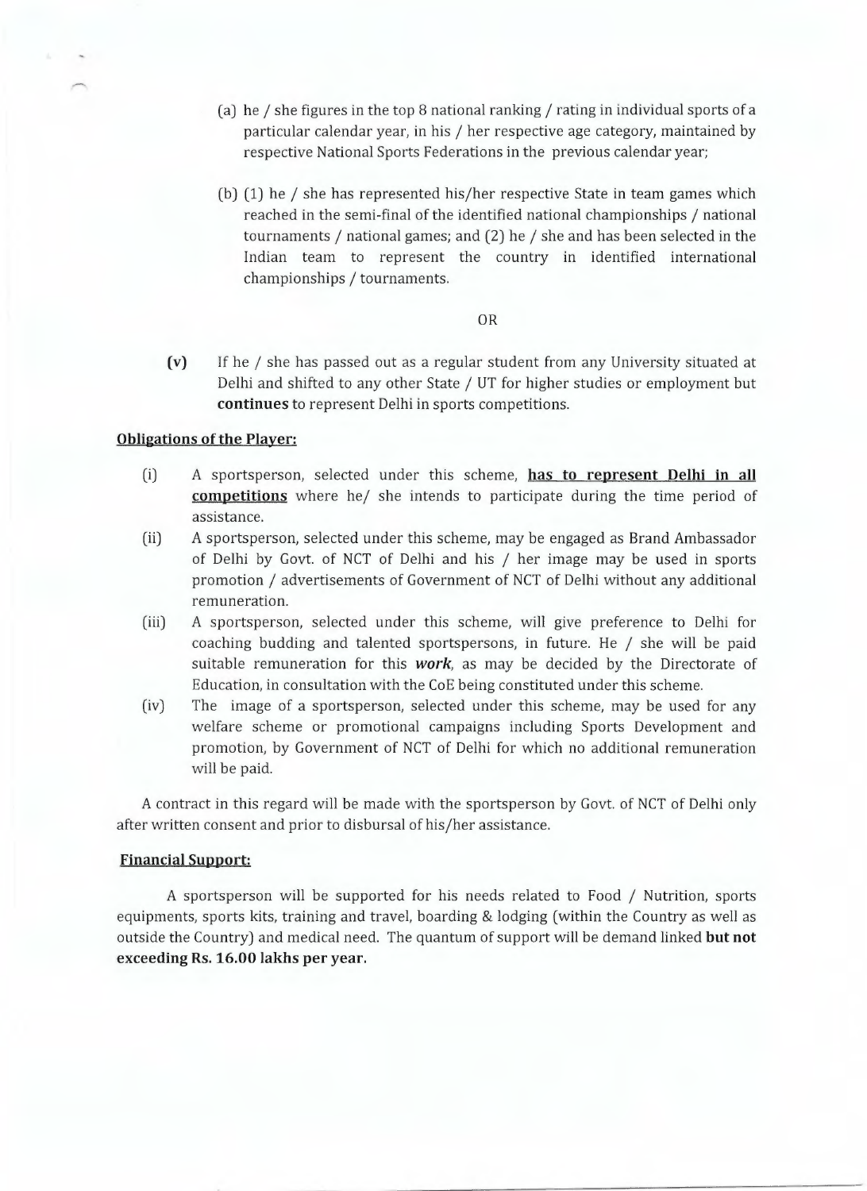(a) he / she figures in the top 8 national ranking / rating in individual sports of a particular calendar year, in his / her respective age category, maintained by respective National Sports Federations in the previous calendar year;

(b) (1) he / she has represented his/her respective State in team games which reached in the semi-final of the identified national championships / national tournaments / national games; and (2) he / she and has been selected in the Indian team to represent the country in identified international championships / tournaments.

OR

**(v)** If he / she has passed out as a regular student from any University situated at Delhi and shifted to any other State / UT for higher studies or employment but **continues** to represent Delhi in sports competitions.

**Obligations of the Player:**

(i) A sportsperson, selected under this scheme, **has to represent Delhi in all competitions** where he/ she intends to participate during the time period of assistance.

(ii) A sportsperson, selected under this scheme, may be engaged as Brand Ambassador of Delhi by Govt. of NCT of Delhi and his / her image may be used in sports promotion / advertisements of Government of NCT of Delhi without any additional remuneration.

(iii) A sportsperson, selected under this scheme, will give preference to Delhi for coaching budding and talented sportspersons, in future. He / she will be paid suitable remuneration for this ***work***, as may be decided by the Directorate of Education, in consultation with the CoE being constituted under this scheme.

(iv) The image of a sportsperson, selected under this scheme, may be used for any welfare scheme or promotional campaigns including Sports Development and promotion, by Government of NCT of Delhi for which no additional remuneration will be paid.

A contract in this regard will be made with the sportsperson by Govt. of NCT of Delhi only after written consent and prior to disbursal of his/her assistance.

**Financial Support:**

A sportsperson will be supported for his needs related to Food / Nutrition, sports equipments, sports kits, training and travel, boarding & lodging (within the Country as well as outside the Country) and medical need. The quantum of support will be demand linked **but not exceeding Rs. 16.00 lakhs per year.**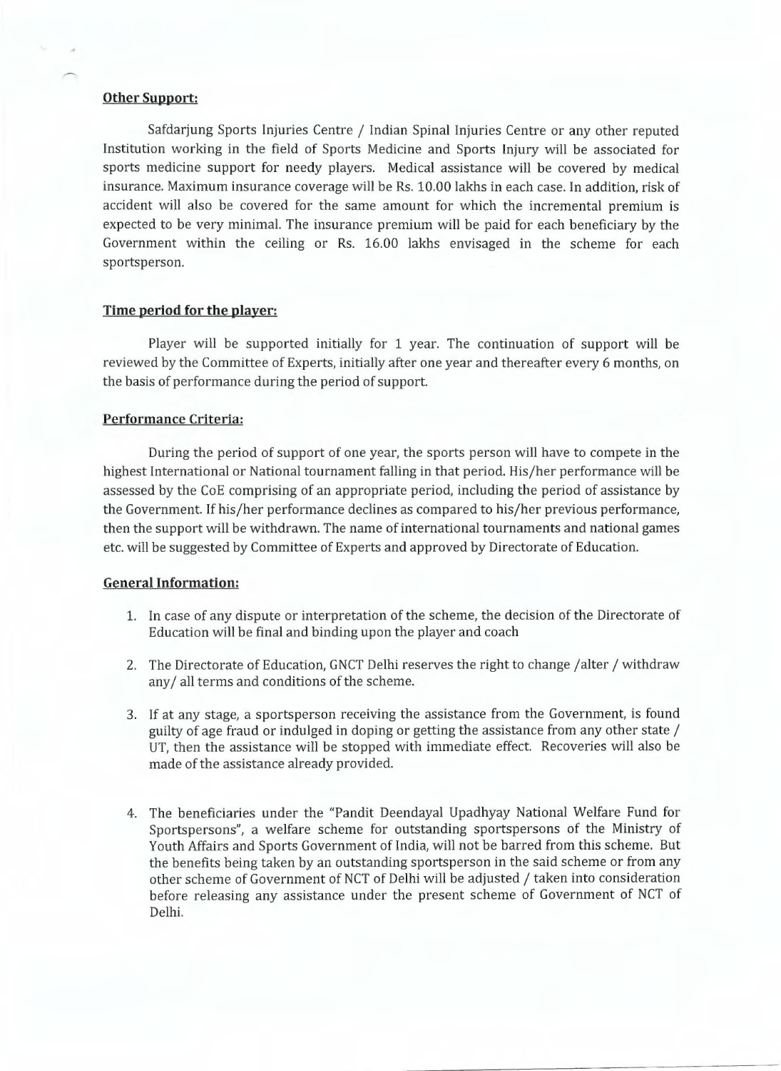**Other Support:**

Safdarjung Sports Injuries Centre / Indian Spinal Injuries Centre or any other reputed Institution working in the field of Sports Medicine and Sports Injury will be associated for sports medicine support for needy players. Medical assistance will be covered by medical insurance. Maximum insurance coverage will be Rs. 10.00 lakhs in each case. In addition, risk of accident will also be covered for the same amount for which the incremental premium is expected to be very minimal. The insurance premium will be paid for each beneficiary by the Government within the ceiling or Rs. 16.00 lakhs envisaged in the scheme for each sportsperson.

**Time period for the player:**

Player will be supported initially for 1 year. The continuation of support will be reviewed by the Committee of Experts, initially after one year and thereafter every 6 months, on the basis of performance during the period of support.

**Performance Criteria:**

During the period of support of one year, the sports person will have to compete in the highest International or National tournament falling in that period. His/her performance will be assessed by the CoE comprising of an appropriate period, including the period of assistance by the Government. If his/her performance declines as compared to his/her previous performance, then the support will be withdrawn. The name of international tournaments and national games etc. will be suggested by Committee of Experts and approved by Directorate of Education.

**General Information:**

1. In case of any dispute or interpretation of the scheme, the decision of the Directorate of Education will be final and binding upon the player and coach

2. The Directorate of Education, GNCT Delhi reserves the right to change /alter / withdraw any/ all terms and conditions of the scheme.

3. If at any stage, a sportsperson receiving the assistance from the Government, is found guilty of age fraud or indulged in doping or getting the assistance from any other state / UT, then the assistance will be stopped with immediate effect. Recoveries will also be made of the assistance already provided.

4. The beneficiaries under the "Pandit Deendayal Upadhyay National Welfare Fund for Sportspersons", a welfare scheme for outstanding sportspersons of the Ministry of Youth Affairs and Sports Government of India, will not be barred from this scheme. But the benefits being taken by an outstanding sportsperson in the said scheme or from any other scheme of Government of NCT of Delhi will be adjusted / taken into consideration before releasing any assistance under the present scheme of Government of NCT of Delhi.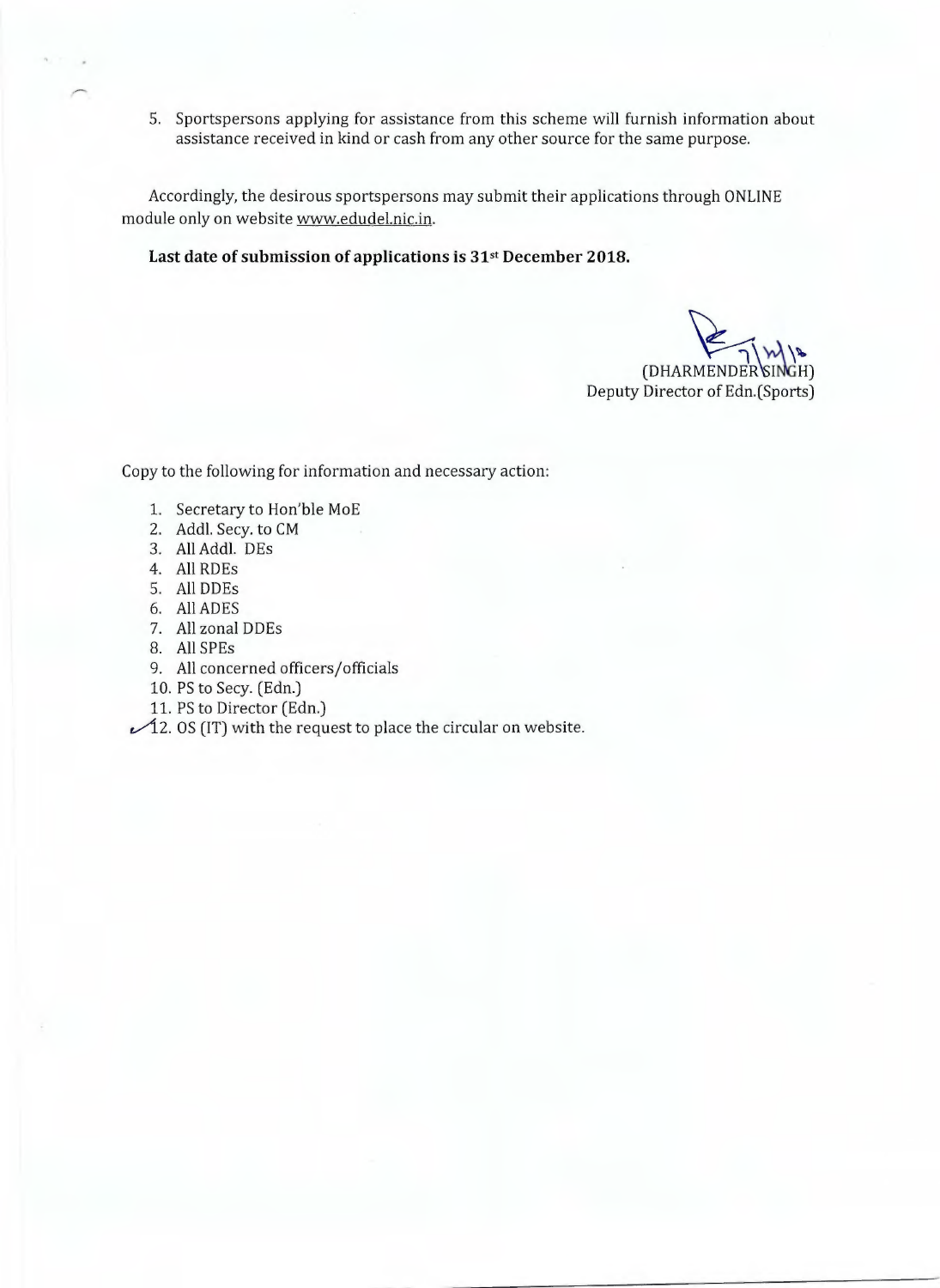5. Sportspersons applying for assistance from this scheme will furnish information about assistance received in kind or cash from any other source for the same purpose.

Accordingly, the desirous sportspersons may submit their applications through ONLINE module only on website www.edudel.nic.in.

**Last date of submission of applications is 31st December 2018.**

(DHARMENDER SINGH)
Deputy Director of Edn.(Sports)

Copy to the following for information and necessary action:

1. Secretary to Hon'ble MoE
2. Addl. Secy. to CM
3. All Addl. DEs
4. All RDEs
5. All DDEs
6. All ADES
7. All zonal DDEs
8. All SPEs
9. All concerned officers/officials
10. PS to Secy. (Edn.)
11. PS to Director (Edn.)
12. OS (IT) with the request to place the circular on website.